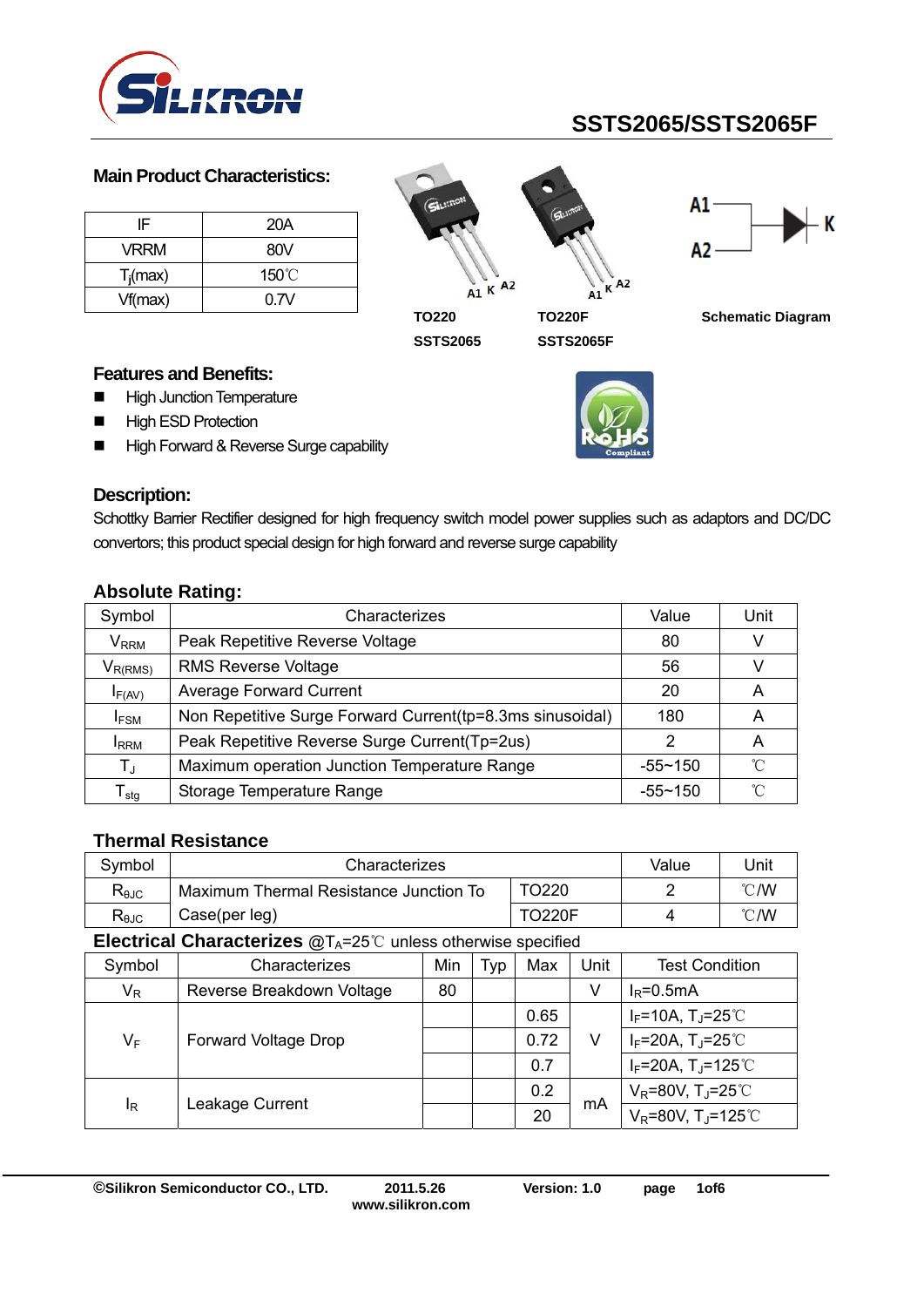# SSTS2065/SSTS2065F

## Main Product Characteristics:

| | |
|---|---|
| IF | 20A |
| VRRM | 80V |
| $T_j$(max) | 150℃ |
| Vf(max) | 0.7V |

TO220 SSTS2065

TO220F SSTS2065F

Schematic Diagram

## Features and Benefits:

- High Junction Temperature
- High ESD Protection
- High Forward & Reverse Surge capability

## Description:

Schottky Barrier Rectifier designed for high frequency switch model power supplies such as adaptors and DC/DC convertors; this product special design for high forward and reverse surge capability

## Absolute Rating:

| Symbol | Characterizes | Value | Unit |
|---|---|---|---|
| $V_{RRM}$ | Peak Repetitive Reverse Voltage | 80 | V |
| $V_{R(RMS)}$ | RMS Reverse Voltage | 56 | V |
| $I_{F(AV)}$ | Average Forward Current | 20 | A |
| $I_{FSM}$ | Non Repetitive Surge Forward Current(tp=8.3ms sinusoidal) | 180 | A |
| $I_{RRM}$ | Peak Repetitive Reverse Surge Current(Tp=2us) | 2 | A |
| $T_J$ | Maximum operation Junction Temperature Range | -55~150 | ℃ |
| $T_{stg}$ | Storage Temperature Range | -55~150 | ℃ |

## Thermal Resistance

| Symbol | Characterizes | | Value | Unit |
|---|---|---|---|---|
| $R_{\theta JC}$ | Maximum Thermal Resistance Junction To Case(per leg) | TO220 | 2 | ℃/W |
| $R_{\theta JC}$ | | TO220F | 4 | ℃/W |

## Electrical Characterizes @$T_A$=25℃ unless otherwise specified

| Symbol | Characterizes | Min | Typ | Max | Unit | Test Condition |
|---|---|---|---|---|---|---|
| $V_R$ | Reverse Breakdown Voltage | 80 | | | V | $I_R$=0.5mA |
| $V_F$ | Forward Voltage Drop | | | 0.65 | V | $I_F$=10A, $T_J$=25℃ |
| | | | | 0.72 | | $I_F$=20A, $T_J$=25℃ |
| | | | | 0.7 | | $I_F$=20A, $T_J$=125℃ |
| $I_R$ | Leakage Current | | | 0.2 | mA | $V_R$=80V, $T_J$=25℃ |
| | | | | 20 | | $V_R$=80V, $T_J$=125℃ |

©Silikron Semiconductor CO., LTD. 2011.5.26 www.silikron.com Version: 1.0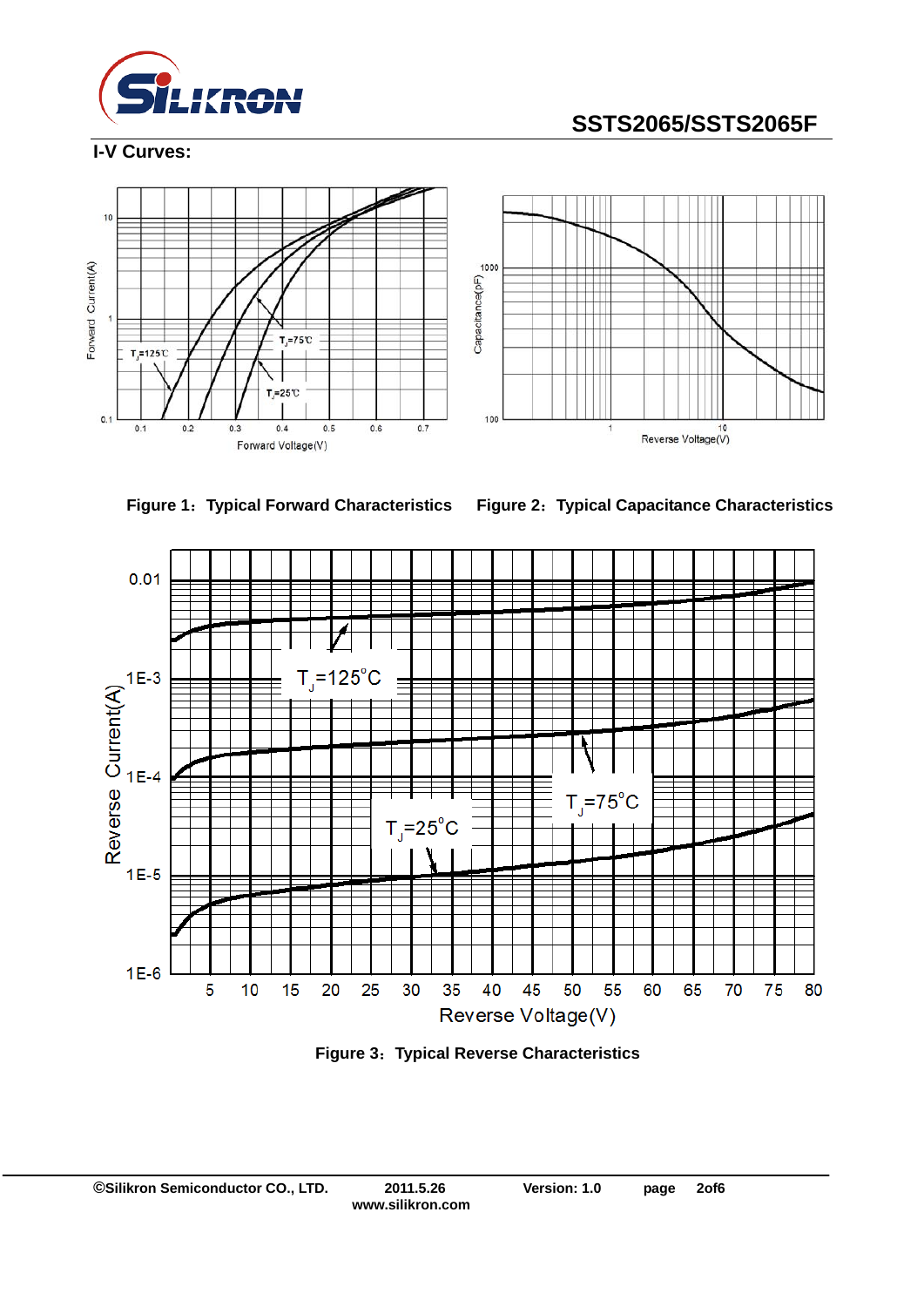## I-V Curves:

Figure 1：Typical Forward Characteristics

Figure 2：Typical Capacitance Characteristics

Figure 3：Typical Reverse Characteristics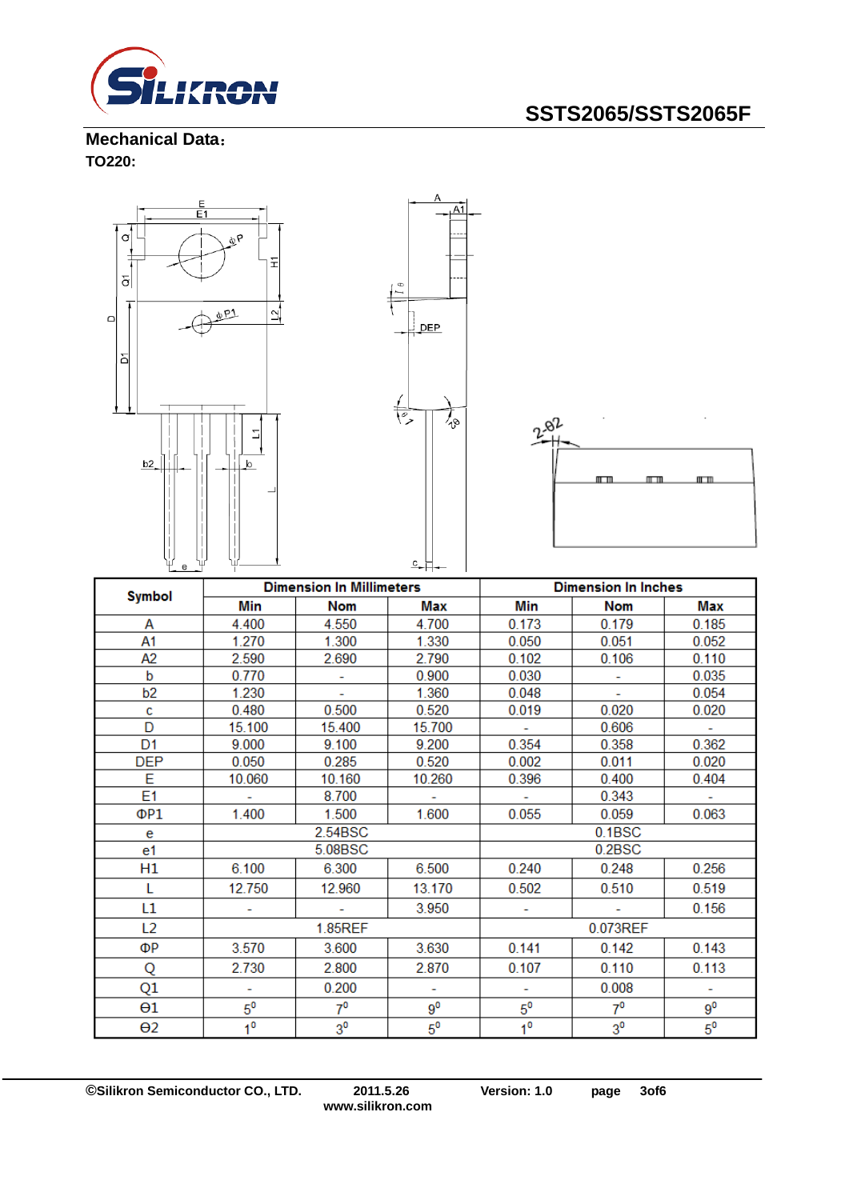**Mechanical Data：**

**TO220:**

| Symbol | Dimension In Millimeters | | | Dimension In Inches | | |
|---|---|---|---|---|---|---|
| | Min | Nom | Max | Min | Nom | Max |
| A | 4.400 | 4.550 | 4.700 | 0.173 | 0.179 | 0.185 |
| A1 | 1.270 | 1.300 | 1.330 | 0.050 | 0.051 | 0.052 |
| A2 | 2.590 | 2.690 | 2.790 | 0.102 | 0.106 | 0.110 |
| b | 0.770 | - | 0.900 | 0.030 | - | 0.035 |
| b2 | 1.230 | - | 1.360 | 0.048 | - | 0.054 |
| c | 0.480 | 0.500 | 0.520 | 0.019 | 0.020 | 0.020 |
| D | 15.100 | 15.400 | 15.700 | - | 0.606 | - |
| D1 | 9.000 | 9.100 | 9.200 | 0.354 | 0.358 | 0.362 |
| DEP | 0.050 | 0.285 | 0.520 | 0.002 | 0.011 | 0.020 |
| E | 10.060 | 10.160 | 10.260 | 0.396 | 0.400 | 0.404 |
| E1 | - | 8.700 | - | - | 0.343 | - |
| ΦP1 | 1.400 | 1.500 | 1.600 | 0.055 | 0.059 | 0.063 |
| e | 2.54BSC | | | 0.1BSC | | |
| e1 | 5.08BSC | | | 0.2BSC | | |
| H1 | 6.100 | 6.300 | 6.500 | 0.240 | 0.248 | 0.256 |
| L | 12.750 | 12.960 | 13.170 | 0.502 | 0.510 | 0.519 |
| L1 | - | - | 3.950 | - | - | 0.156 |
| L2 | 1.85REF | | | 0.073REF | | |
| ΦP | 3.570 | 3.600 | 3.630 | 0.141 | 0.142 | 0.143 |
| Q | 2.730 | 2.800 | 2.870 | 0.107 | 0.110 | 0.113 |
| Q1 | - | 0.200 | - | - | 0.008 | - |
| Θ1 | $5^0$ | $7^0$ | $9^0$ | $5^0$ | $7^0$ | $9^0$ |
| Θ2 | $1^0$ | $3^0$ | $5^0$ | $1^0$ | $3^0$ | $5^0$ |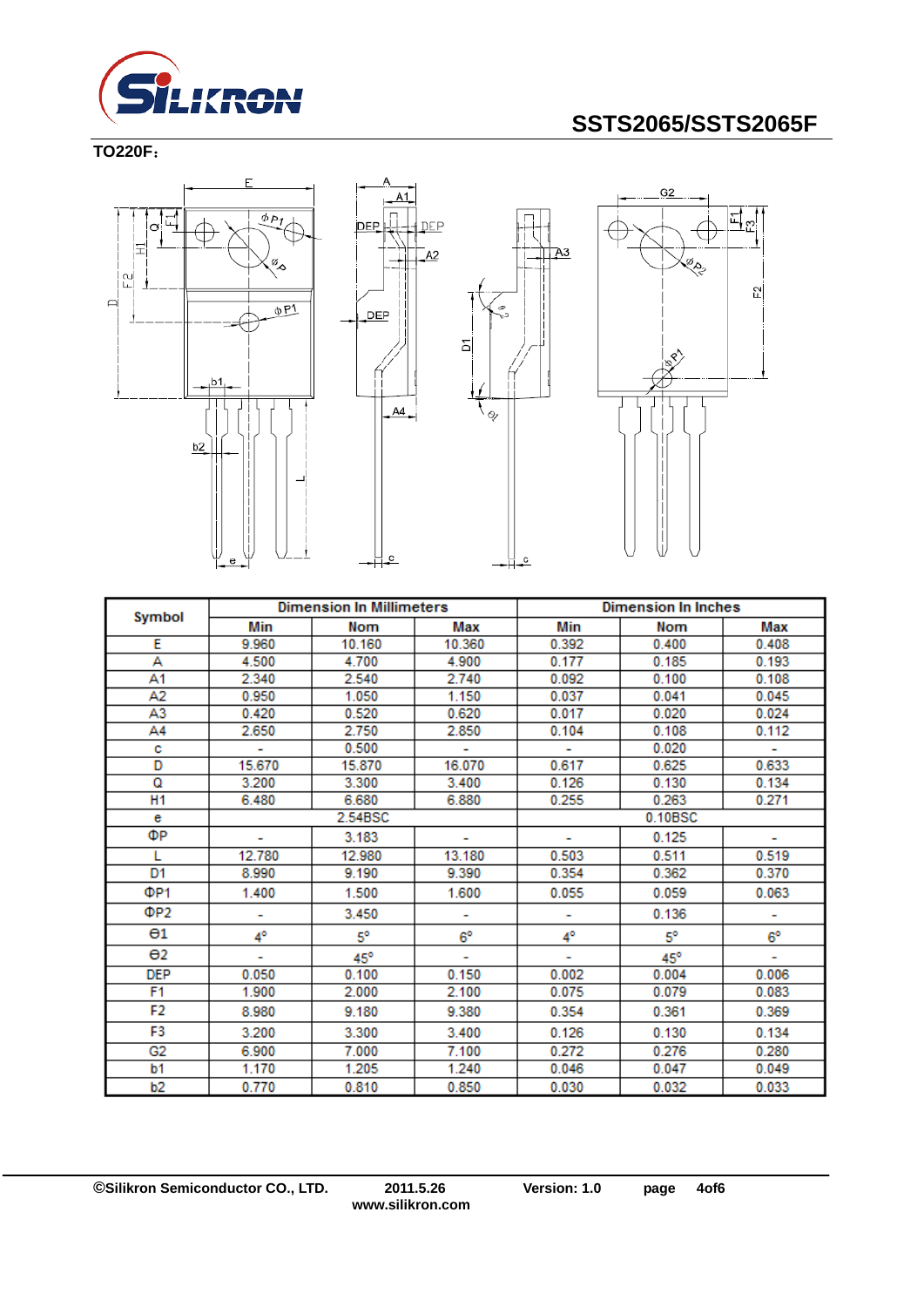**TO220F：**

| Symbol | Dimension In Millimeters | | | Dimension In Inches | | |
|---|---|---|---|---|---|---|
| | Min | Nom | Max | Min | Nom | Max |
| E | 9.960 | 10.160 | 10.360 | 0.392 | 0.400 | 0.408 |
| A | 4.500 | 4.700 | 4.900 | 0.177 | 0.185 | 0.193 |
| A1 | 2.340 | 2.540 | 2.740 | 0.092 | 0.100 | 0.108 |
| A2 | 0.950 | 1.050 | 1.150 | 0.037 | 0.041 | 0.045 |
| A3 | 0.420 | 0.520 | 0.620 | 0.017 | 0.020 | 0.024 |
| A4 | 2.650 | 2.750 | 2.850 | 0.104 | 0.108 | 0.112 |
| c | - | 0.500 | - | - | 0.020 | - |
| D | 15.670 | 15.870 | 16.070 | 0.617 | 0.625 | 0.633 |
| Q | 3.200 | 3.300 | 3.400 | 0.126 | 0.130 | 0.134 |
| H1 | 6.480 | 6.680 | 6.880 | 0.255 | 0.263 | 0.271 |
| e | 2.54BSC | | | 0.10BSC | | |
| ΦP | - | 3.183 | - | - | 0.125 | - |
| L | 12.780 | 12.980 | 13.180 | 0.503 | 0.511 | 0.519 |
| D1 | 8.990 | 9.190 | 9.390 | 0.354 | 0.362 | 0.370 |
| ΦP1 | 1.400 | 1.500 | 1.600 | 0.055 | 0.059 | 0.063 |
| ΦP2 | - | 3.450 | - | - | 0.136 | - |
| θ1 | 4° | 5° | 6° | 4° | 5° | 6° |
| θ2 | - | 45° | - | - | 45° | - |
| DEP | 0.050 | 0.100 | 0.150 | 0.002 | 0.004 | 0.006 |
| F1 | 1.900 | 2.000 | 2.100 | 0.075 | 0.079 | 0.083 |
| F2 | 8.980 | 9.180 | 9.380 | 0.354 | 0.361 | 0.369 |
| F3 | 3.200 | 3.300 | 3.400 | 0.126 | 0.130 | 0.134 |
| G2 | 6.900 | 7.000 | 7.100 | 0.272 | 0.276 | 0.280 |
| b1 | 1.170 | 1.205 | 1.240 | 0.046 | 0.047 | 0.049 |
| b2 | 0.770 | 0.810 | 0.850 | 0.030 | 0.032 | 0.033 |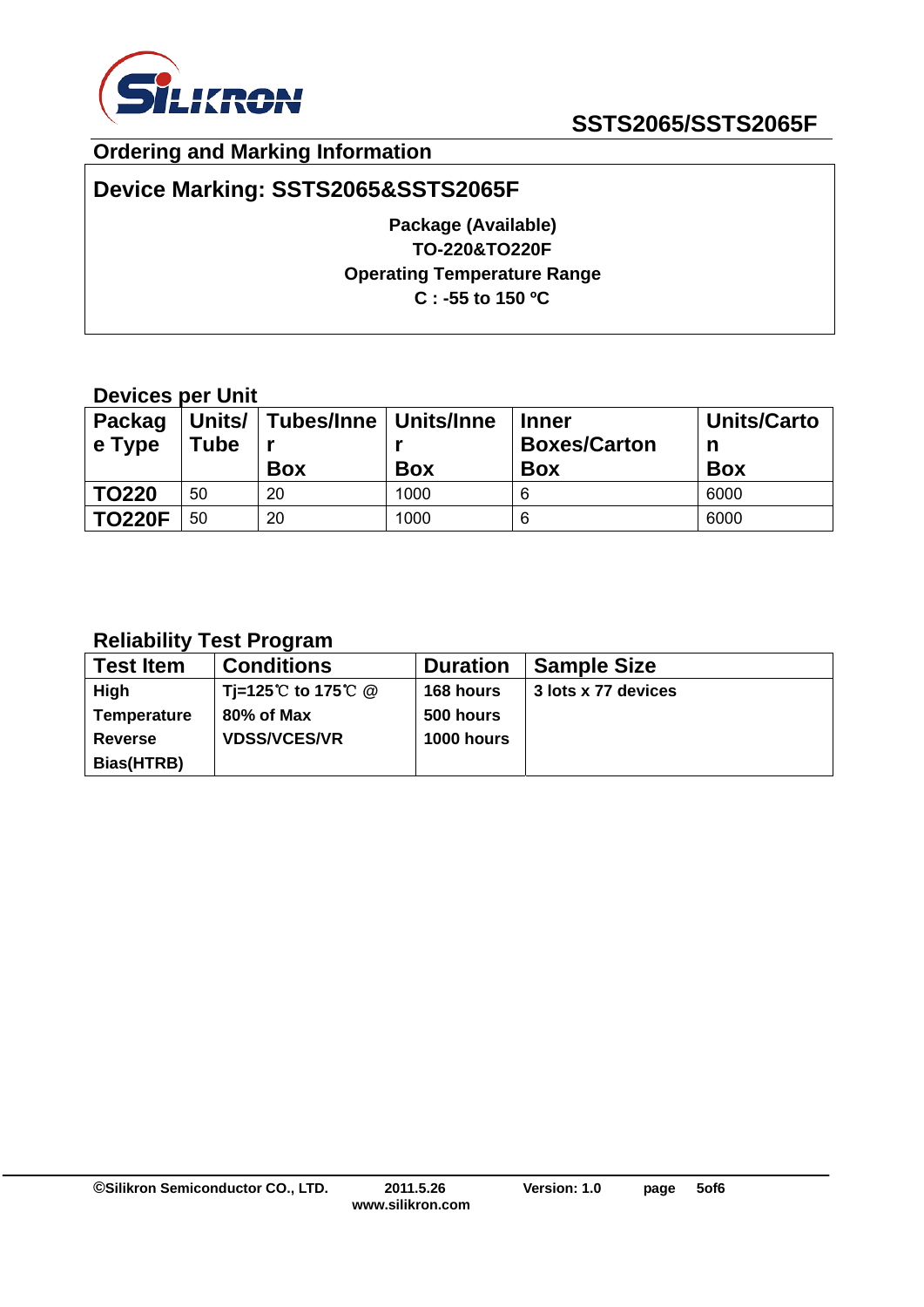## Ordering and Marking Information

**Device Marking: SSTS2065&SSTS2065F**

**Package (Available)**
**TO-220&TO220F**
**Operating Temperature Range**
**C : -55 to 150 ºC**

### Devices per Unit

| Package Type | Units/Tube | Tubes/Inner Box | Units/Inner Box | Inner Boxes/Carton Box | Units/Carton Box |
|---|---|---|---|---|---|
| TO220 | 50 | 20 | 1000 | 6 | 6000 |
| TO220F | 50 | 20 | 1000 | 6 | 6000 |

### Reliability Test Program

| Test Item | Conditions | Duration | Sample Size |
|---|---|---|---|
| High Temperature Reverse Bias(HTRB) | Tj=125℃ to 175℃ @ 80% of Max VDSS/VCES/VR | 168 hours<br>500 hours<br>1000 hours | 3 lots x 77 devices |

©Silikron Semiconductor CO., LTD. 2011.5.26 www.silikron.com Version: 1.0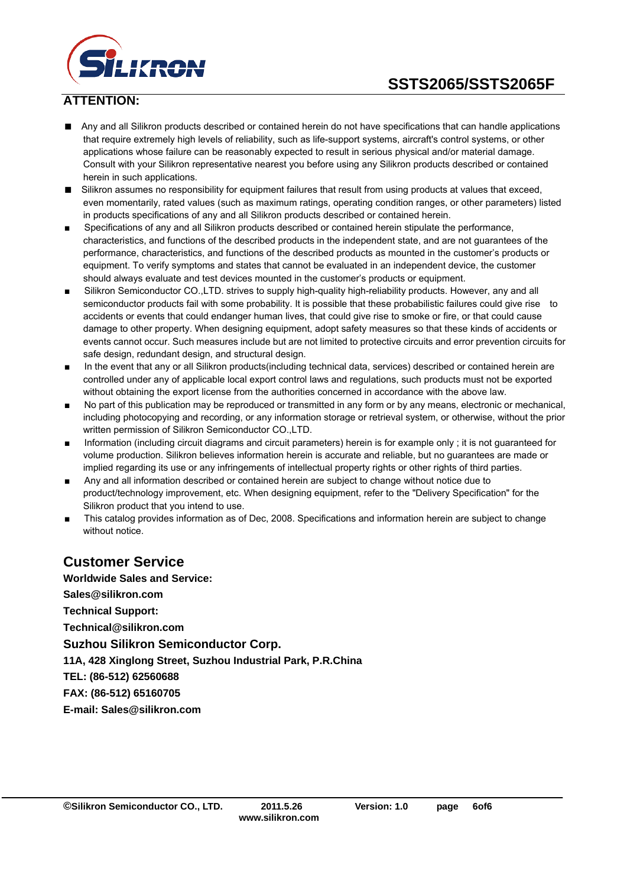## ATTENTION:

- Any and all Silikron products described or contained herein do not have specifications that can handle applications that require extremely high levels of reliability, such as life-support systems, aircraft's control systems, or other applications whose failure can be reasonably expected to result in serious physical and/or material damage. Consult with your Silikron representative nearest you before using any Silikron products described or contained herein in such applications.
- Silikron assumes no responsibility for equipment failures that result from using products at values that exceed, even momentarily, rated values (such as maximum ratings, operating condition ranges, or other parameters) listed in products specifications of any and all Silikron products described or contained herein.
- Specifications of any and all Silikron products described or contained herein stipulate the performance, characteristics, and functions of the described products in the independent state, and are not guarantees of the performance, characteristics, and functions of the described products as mounted in the customer's products or equipment. To verify symptoms and states that cannot be evaluated in an independent device, the customer should always evaluate and test devices mounted in the customer's products or equipment.
- Silikron Semiconductor CO.,LTD. strives to supply high-quality high-reliability products. However, any and all semiconductor products fail with some probability. It is possible that these probabilistic failures could give rise to accidents or events that could endanger human lives, that could give rise to smoke or fire, or that could cause damage to other property. When designing equipment, adopt safety measures so that these kinds of accidents or events cannot occur. Such measures include but are not limited to protective circuits and error prevention circuits for safe design, redundant design, and structural design.
- In the event that any or all Silikron products(including technical data, services) described or contained herein are controlled under any of applicable local export control laws and regulations, such products must not be exported without obtaining the export license from the authorities concerned in accordance with the above law.
- No part of this publication may be reproduced or transmitted in any form or by any means, electronic or mechanical, including photocopying and recording, or any information storage or retrieval system, or otherwise, without the prior written permission of Silikron Semiconductor CO.,LTD.
- Information (including circuit diagrams and circuit parameters) herein is for example only ; it is not guaranteed for volume production. Silikron believes information herein is accurate and reliable, but no guarantees are made or implied regarding its use or any infringements of intellectual property rights or other rights of third parties.
- Any and all information described or contained herein are subject to change without notice due to product/technology improvement, etc. When designing equipment, refer to the "Delivery Specification" for the Silikron product that you intend to use.
- This catalog provides information as of Dec, 2008. Specifications and information herein are subject to change without notice.

## Customer Service

**Worldwide Sales and Service:**

**Sales@silikron.com**

**Technical Support:**

**Technical@silikron.com**

### Suzhou Silikron Semiconductor Corp.

**11A, 428 Xinglong Street, Suzhou Industrial Park, P.R.China**

**TEL: (86-512) 62560688**

**FAX: (86-512) 65160705**

**E-mail: Sales@silikron.com**